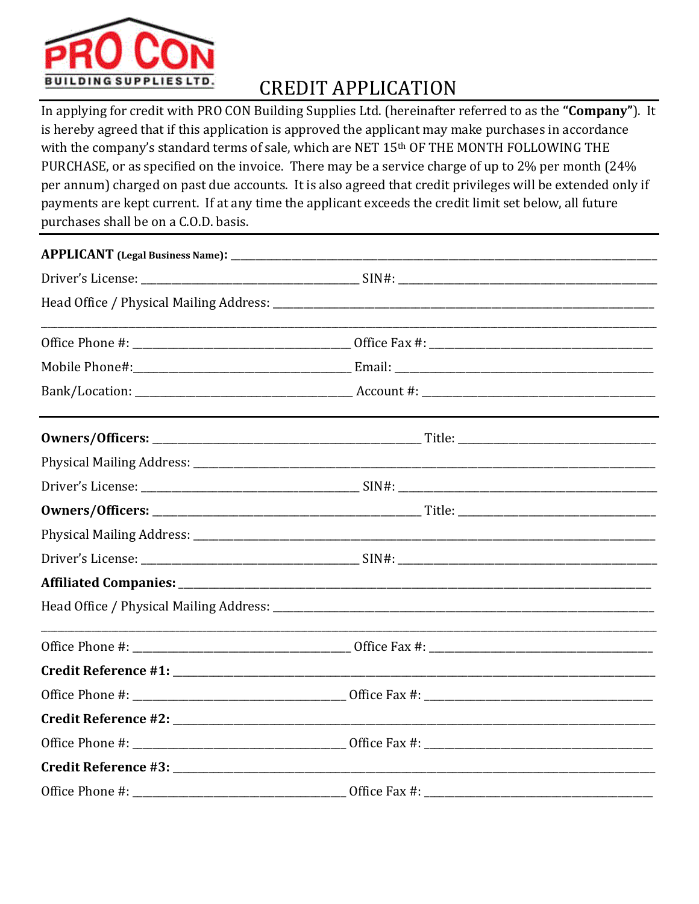PRO CON
BUILDING SUPPLIES LTD.

# CREDIT APPLICATION

In applying for credit with PRO CON Building Supplies Ltd. (hereinafter referred to as the **"Company"**). It is hereby agreed that if this application is approved the applicant may make purchases in accordance with the company's standard terms of sale, which are NET 15th OF THE MONTH FOLLOWING THE PURCHASE, or as specified on the invoice. There may be a service charge of up to 2% per month (24% per annum) charged on past due accounts. It is also agreed that credit privileges will be extended only if payments are kept current. If at any time the applicant exceeds the credit limit set below, all future purchases shall be on a C.O.D. basis.

---

**APPLICANT (Legal Business Name):** ______________________________

Driver's License: ______________________ SIN#: ______________________

Head Office / Physical Mailing Address: ______________________________

______________________________________________________________

Office Phone #: ______________________ Office Fax #: ______________________

Mobile Phone#: ______________________ Email: ______________________

Bank/Location: ______________________ Account #: ______________________

---

**Owners/Officers:** ______________________ Title: ______________________

Physical Mailing Address: ______________________________

Driver's License: ______________________ SIN#: ______________________

**Owners/Officers:** ______________________ Title: ______________________

Physical Mailing Address: ______________________________

Driver's License: ______________________ SIN#: ______________________

**Affiliated Companies:** ______________________________

Head Office / Physical Mailing Address: ______________________________

______________________________________________________________

Office Phone #: ______________________ Office Fax #: ______________________

**Credit Reference #1:** ______________________________

Office Phone #: ______________________ Office Fax #: ______________________

**Credit Reference #2:** ______________________________

Office Phone #: ______________________ Office Fax #: ______________________

**Credit Reference #3:** ______________________________

Office Phone #: ______________________ Office Fax #: ______________________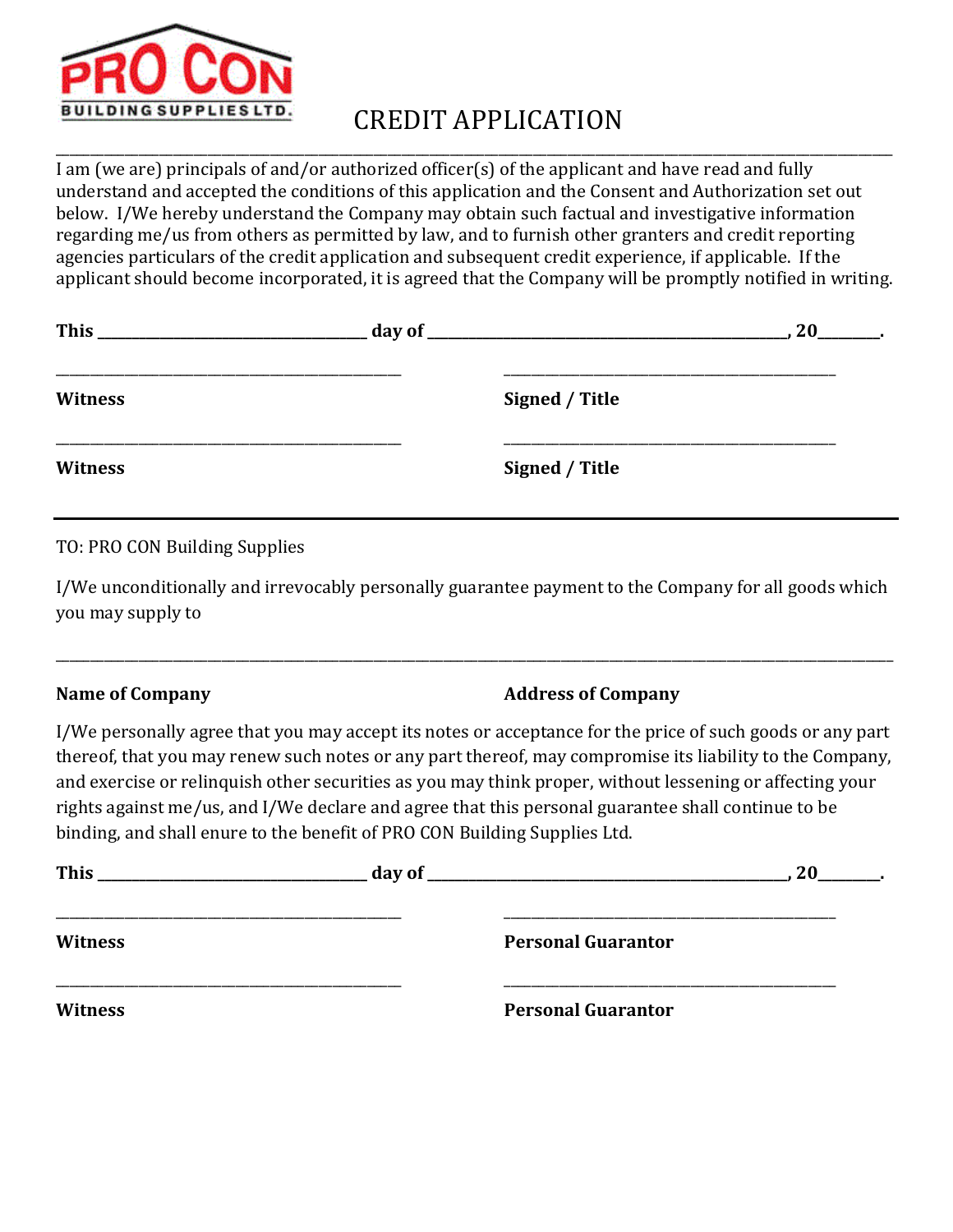PRO CON BUILDING SUPPLIES LTD.

# CREDIT APPLICATION

---

I am (we are) principals of and/or authorized officer(s) of the applicant and have read and fully understand and accepted the conditions of this application and the Consent and Authorization set out below. I/We hereby understand the Company may obtain such factual and investigative information regarding me/us from others as permitted by law, and to furnish other granters and credit reporting agencies particulars of the credit application and subsequent credit experience, if applicable. If the applicant should become incorporated, it is agreed that the Company will be promptly notified in writing.

**This \_\_\_\_\_\_\_\_\_\_\_\_\_\_\_\_\_\_\_\_ day of \_\_\_\_\_\_\_\_\_\_\_\_\_\_\_\_\_\_\_\_\_\_\_\_\_\_\_\_, 20\_\_\_\_\_.**

\_\_\_\_\_\_\_\_\_\_\_\_\_\_\_\_\_\_\_\_\_\_\_\_\_\_\_\_ \_\_\_\_\_\_\_\_\_\_\_\_\_\_\_\_\_\_\_\_\_\_\_\_\_\_\_\_

**Witness** **Signed / Title**

\_\_\_\_\_\_\_\_\_\_\_\_\_\_\_\_\_\_\_\_\_\_\_\_\_\_\_\_ \_\_\_\_\_\_\_\_\_\_\_\_\_\_\_\_\_\_\_\_\_\_\_\_\_\_\_\_

**Witness** **Signed / Title**

---

TO: PRO CON Building Supplies

I/We unconditionally and irrevocably personally guarantee payment to the Company for all goods which you may supply to

\_\_\_\_\_\_\_\_\_\_\_\_\_\_\_\_\_\_\_\_\_\_\_\_\_\_\_\_\_\_\_\_\_\_\_\_\_\_\_\_\_\_\_\_\_\_\_\_\_\_\_\_\_\_\_\_\_\_\_\_

**Name of Company** **Address of Company**

I/We personally agree that you may accept its notes or acceptance for the price of such goods or any part thereof, that you may renew such notes or any part thereof, may compromise its liability to the Company, and exercise or relinquish other securities as you may think proper, without lessening or affecting your rights against me/us, and I/We declare and agree that this personal guarantee shall continue to be binding, and shall enure to the benefit of PRO CON Building Supplies Ltd.

**This \_\_\_\_\_\_\_\_\_\_\_\_\_\_\_\_\_\_\_\_ day of \_\_\_\_\_\_\_\_\_\_\_\_\_\_\_\_\_\_\_\_\_\_\_\_\_\_\_\_, 20\_\_\_\_\_.**

\_\_\_\_\_\_\_\_\_\_\_\_\_\_\_\_\_\_\_\_\_\_\_\_\_\_\_\_ \_\_\_\_\_\_\_\_\_\_\_\_\_\_\_\_\_\_\_\_\_\_\_\_\_\_\_\_

**Witness** **Personal Guarantor**

\_\_\_\_\_\_\_\_\_\_\_\_\_\_\_\_\_\_\_\_\_\_\_\_\_\_\_\_ \_\_\_\_\_\_\_\_\_\_\_\_\_\_\_\_\_\_\_\_\_\_\_\_\_\_\_\_

**Witness** **Personal Guarantor**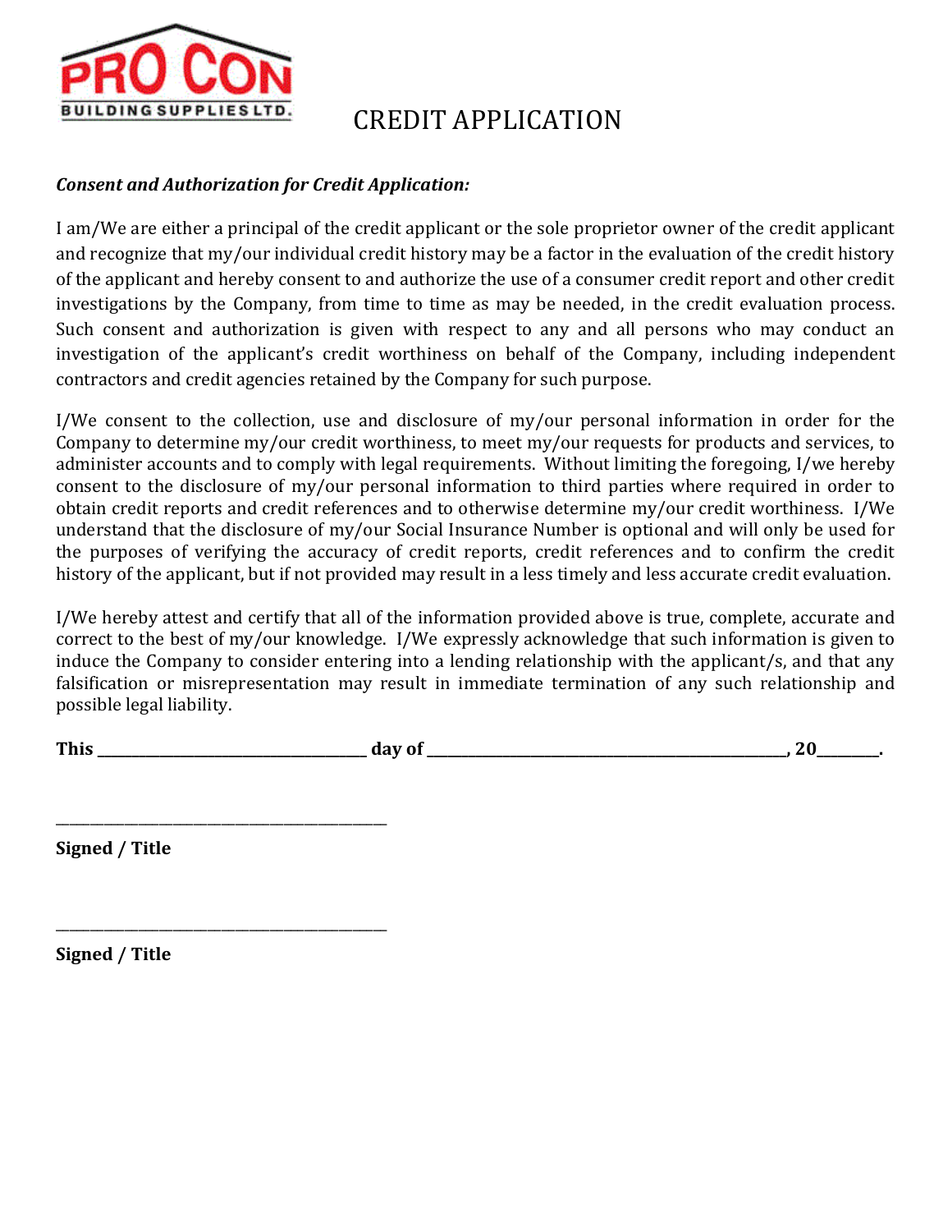PRO CON

BUILDING SUPPLIES LTD.

# CREDIT APPLICATION

***Consent and Authorization for Credit Application:***

I am/We are either a principal of the credit applicant or the sole proprietor owner of the credit applicant and recognize that my/our individual credit history may be a factor in the evaluation of the credit history of the applicant and hereby consent to and authorize the use of a consumer credit report and other credit investigations by the Company, from time to time as may be needed, in the credit evaluation process. Such consent and authorization is given with respect to any and all persons who may conduct an investigation of the applicant's credit worthiness on behalf of the Company, including independent contractors and credit agencies retained by the Company for such purpose.

I/We consent to the collection, use and disclosure of my/our personal information in order for the Company to determine my/our credit worthiness, to meet my/our requests for products and services, to administer accounts and to comply with legal requirements. Without limiting the foregoing, I/we hereby consent to the disclosure of my/our personal information to third parties where required in order to obtain credit reports and credit references and to otherwise determine my/our credit worthiness. I/We understand that the disclosure of my/our Social Insurance Number is optional and will only be used for the purposes of verifying the accuracy of credit reports, credit references and to confirm the credit history of the applicant, but if not provided may result in a less timely and less accurate credit evaluation.

I/We hereby attest and certify that all of the information provided above is true, complete, accurate and correct to the best of my/our knowledge. I/We expressly acknowledge that such information is given to induce the Company to consider entering into a lending relationship with the applicant/s, and that any falsification or misrepresentation may result in immediate termination of any such relationship and possible legal liability.

**This \_\_\_\_\_\_\_\_\_\_\_\_\_\_\_\_\_\_\_\_\_\_\_\_\_\_\_\_\_\_ day of \_\_\_\_\_\_\_\_\_\_\_\_\_\_\_\_\_\_\_\_\_\_\_\_\_\_\_\_\_\_\_\_\_\_\_\_\_\_\_\_, 20\_\_\_\_\_\_\_.**

\_\_\_\_\_\_\_\_\_\_\_\_\_\_\_\_\_\_\_\_\_\_\_\_\_\_\_\_\_\_\_\_\_\_\_\_\_\_\_\_

**Signed / Title**

\_\_\_\_\_\_\_\_\_\_\_\_\_\_\_\_\_\_\_\_\_\_\_\_\_\_\_\_\_\_\_\_\_\_\_\_\_\_\_\_

**Signed / Title**